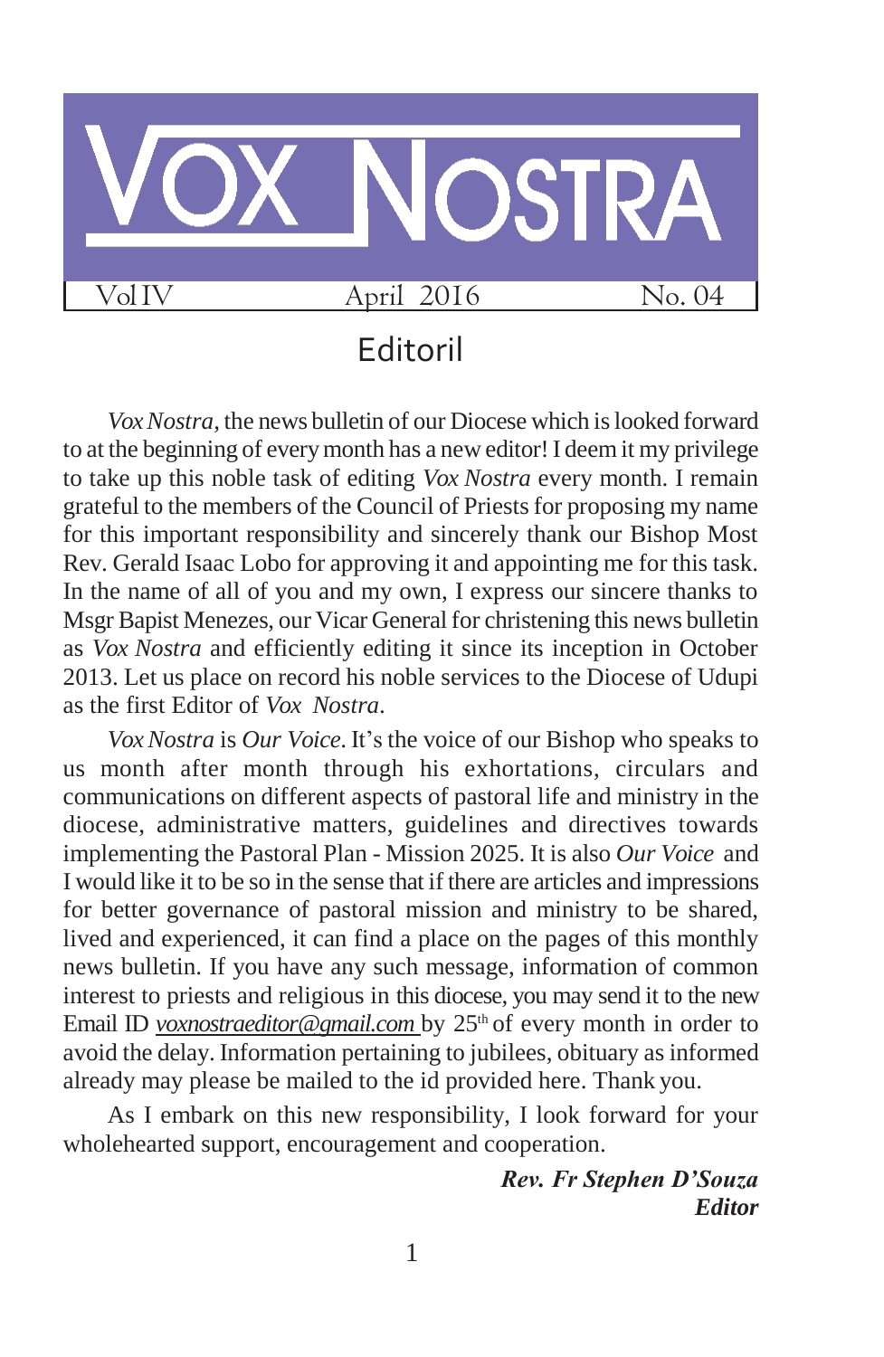# VOX NOSTRA

Vol IV April 2016 No. 04

## Editoril

*Vox Nostra*, the news bulletin of our Diocese which is looked forward to at the beginning of every month has a new editor! I deem it my privilege to take up this noble task of editing *Vox Nostra* every month. I remain grateful to the members of the Council of Priests for proposing my name for this important responsibility and sincerely thank our Bishop Most Rev. Gerald Isaac Lobo for approving it and appointing me for this task. In the name of all of you and my own, I express our sincere thanks to Msgr Bapist Menezes, our Vicar General for christening this news bulletin as *Vox Nostra* and efficiently editing it since its inception in October 2013. Let us place on record his noble services to the Diocese of Udupi as the first Editor of *Vox Nostra*.

*Vox Nostra* is *Our Voice*. It's the voice of our Bishop who speaks to us month after month through his exhortations, circulars and communications on different aspects of pastoral life and ministry in the diocese, administrative matters, guidelines and directives towards implementing the Pastoral Plan - Mission 2025. It is also *Our Voice* and I would like it to be so in the sense that if there are articles and impressions for better governance of pastoral mission and ministry to be shared, lived and experienced, it can find a place on the pages of this monthly news bulletin. If you have any such message, information of common interest to priests and religious in this diocese, you may send it to the new Email ID *voxnostraeditor@gmail.com* by 25th of every month in order to avoid the delay. Information pertaining to jubilees, obituary as informed already may please be mailed to the id provided here. Thank you.

As I embark on this new responsibility, I look forward for your wholehearted support, encouragement and cooperation.

***Rev. Fr Stephen D'Souza***
***Editor***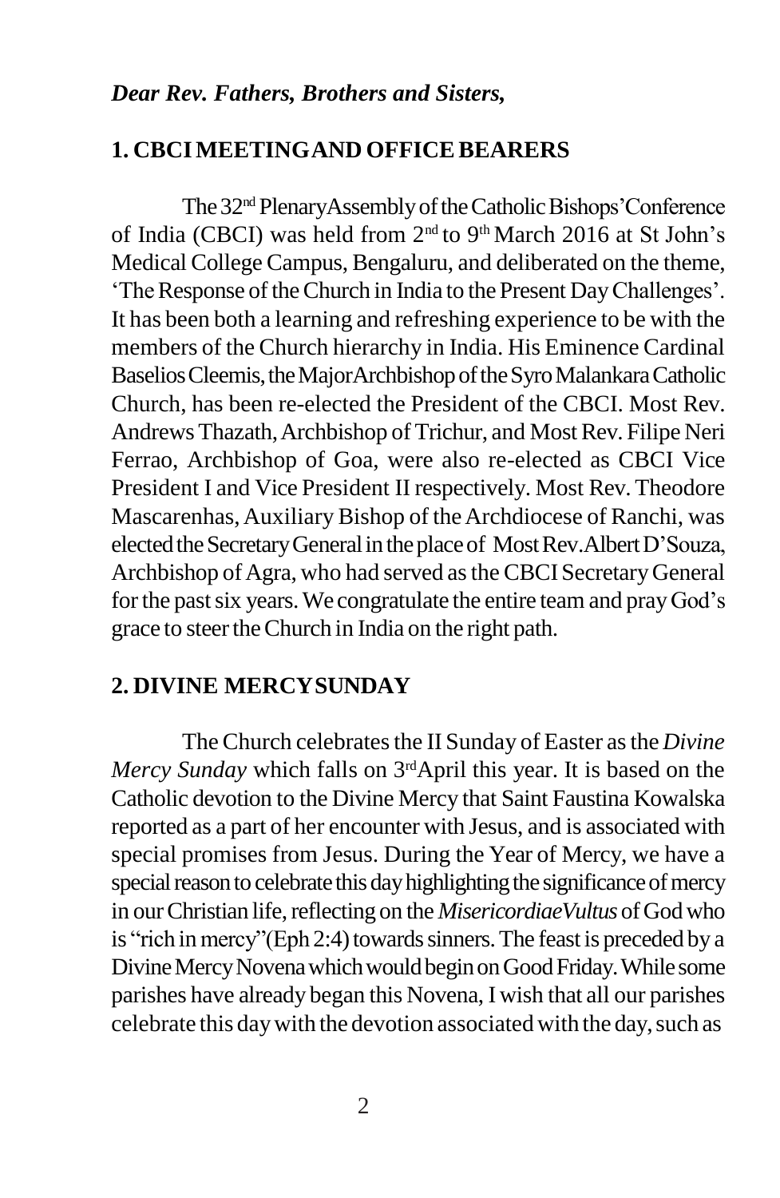*Dear Rev. Fathers, Brothers and Sisters,*

## 1. CBCI MEETING AND OFFICE BEARERS

The 32nd Plenary Assembly of the Catholic Bishops' Conference of India (CBCI) was held from 2nd to 9th March 2016 at St John's Medical College Campus, Bengaluru, and deliberated on the theme, 'The Response of the Church in India to the Present Day Challenges'. It has been both a learning and refreshing experience to be with the members of the Church hierarchy in India. His Eminence Cardinal Baselios Cleemis, the Major Archbishop of the Syro Malankara Catholic Church, has been re-elected the President of the CBCI. Most Rev. Andrews Thazath, Archbishop of Trichur, and Most Rev. Filipe Neri Ferrao, Archbishop of Goa, were also re-elected as CBCI Vice President I and Vice President II respectively. Most Rev. Theodore Mascarenhas, Auxiliary Bishop of the Archdiocese of Ranchi, was elected the Secretary General in the place of Most Rev. Albert D'Souza, Archbishop of Agra, who had served as the CBCI Secretary General for the past six years. We congratulate the entire team and pray God's grace to steer the Church in India on the right path.

## 2. DIVINE MERCY SUNDAY

The Church celebrates the II Sunday of Easter as the *Divine Mercy Sunday* which falls on 3rd April this year. It is based on the Catholic devotion to the Divine Mercy that Saint Faustina Kowalska reported as a part of her encounter with Jesus, and is associated with special promises from Jesus. During the Year of Mercy, we have a special reason to celebrate this day highlighting the significance of mercy in our Christian life, reflecting on the *MisericordiaeVultus* of God who is "rich in mercy"(Eph 2:4) towards sinners. The feast is preceded by a Divine Mercy Novena which would begin on Good Friday. While some parishes have already began this Novena, I wish that all our parishes celebrate this day with the devotion associated with the day, such as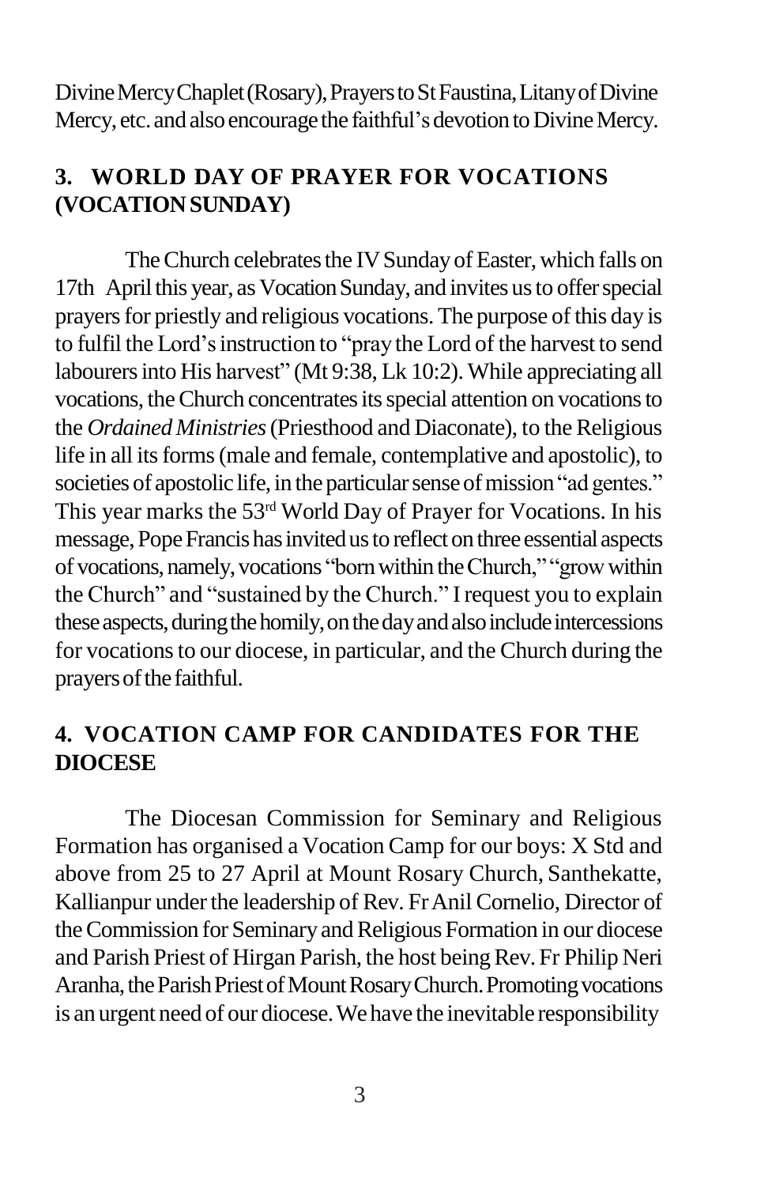Divine Mercy Chaplet (Rosary), Prayers to St Faustina, Litany of Divine Mercy, etc. and also encourage the faithful's devotion to Divine Mercy.

## 3. WORLD DAY OF PRAYER FOR VOCATIONS (VOCATION SUNDAY)

The Church celebrates the IV Sunday of Easter, which falls on 17th April this year, as Vocation Sunday, and invites us to offer special prayers for priestly and religious vocations. The purpose of this day is to fulfil the Lord's instruction to "pray the Lord of the harvest to send labourers into His harvest" (Mt 9:38, Lk 10:2). While appreciating all vocations, the Church concentrates its special attention on vocations to the *Ordained Ministries* (Priesthood and Diaconate), to the Religious life in all its forms (male and female, contemplative and apostolic), to societies of apostolic life, in the particular sense of mission "ad gentes." This year marks the 53rd World Day of Prayer for Vocations. In his message, Pope Francis has invited us to reflect on three essential aspects of vocations, namely, vocations "born within the Church," "grow within the Church" and "sustained by the Church." I request you to explain these aspects, during the homily, on the day and also include intercessions for vocations to our diocese, in particular, and the Church during the prayers of the faithful.

## 4. VOCATION CAMP FOR CANDIDATES FOR THE DIOCESE

The Diocesan Commission for Seminary and Religious Formation has organised a Vocation Camp for our boys: X Std and above from 25 to 27 April at Mount Rosary Church, Santhekatte, Kallianpur under the leadership of Rev. Fr Anil Cornelio, Director of the Commission for Seminary and Religious Formation in our diocese and Parish Priest of Hirgan Parish, the host being Rev. Fr Philip Neri Aranha, the Parish Priest of Mount Rosary Church. Promoting vocations is an urgent need of our diocese. We have the inevitable responsibility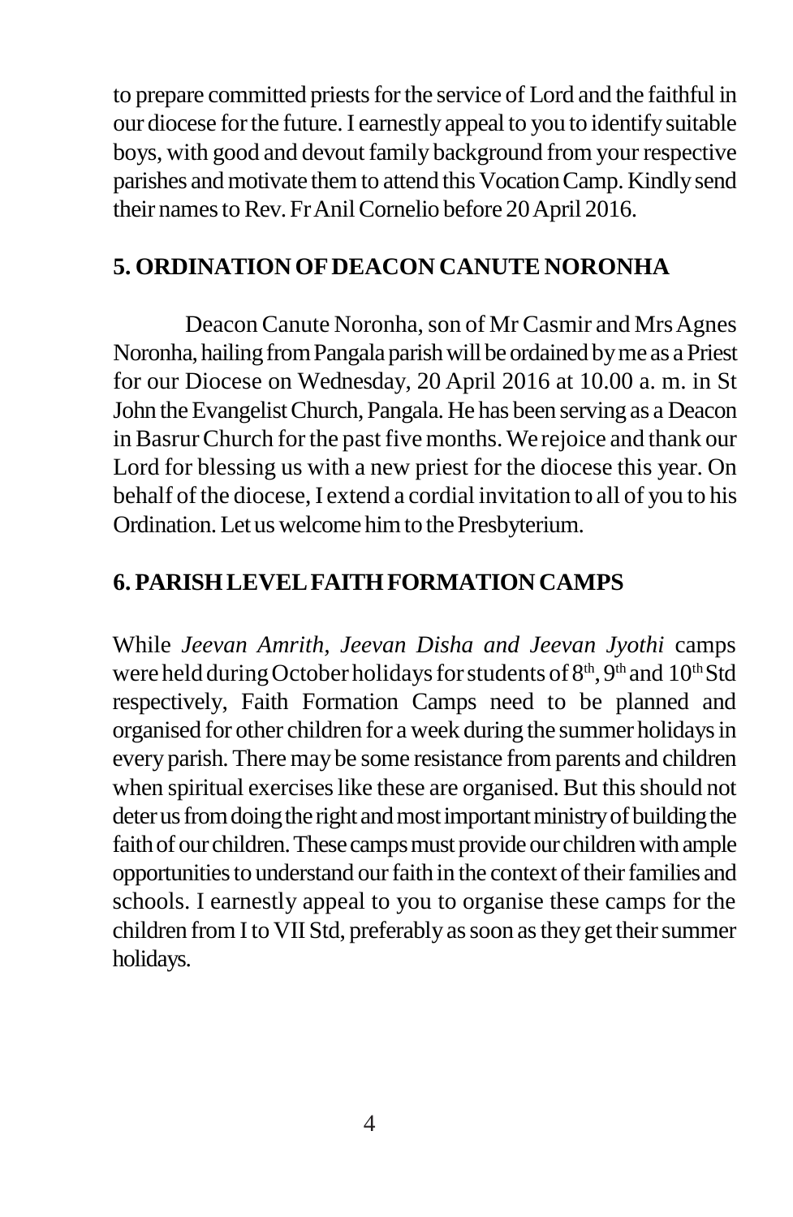to prepare committed priests for the service of Lord and the faithful in our diocese for the future. I earnestly appeal to you to identify suitable boys, with good and devout family background from your respective parishes and motivate them to attend this Vocation Camp. Kindly send their names to Rev. Fr Anil Cornelio before 20 April 2016.

## 5. ORDINATION OF DEACON CANUTE NORONHA

Deacon Canute Noronha, son of Mr Casmir and Mrs Agnes Noronha, hailing from Pangala parish will be ordained by me as a Priest for our Diocese on Wednesday, 20 April 2016 at 10.00 a. m. in St John the Evangelist Church, Pangala. He has been serving as a Deacon in Basrur Church for the past five months. We rejoice and thank our Lord for blessing us with a new priest for the diocese this year. On behalf of the diocese, I extend a cordial invitation to all of you to his Ordination. Let us welcome him to the Presbyterium.

## 6. PARISH LEVEL FAITH FORMATION CAMPS

While *Jeevan Amrith, Jeevan Disha and Jeevan Jyothi* camps were held during October holidays for students of 8th, 9th and 10th Std respectively, Faith Formation Camps need to be planned and organised for other children for a week during the summer holidays in every parish. There may be some resistance from parents and children when spiritual exercises like these are organised. But this should not deter us from doing the right and most important ministry of building the faith of our children. These camps must provide our children with ample opportunities to understand our faith in the context of their families and schools. I earnestly appeal to you to organise these camps for the children from I to VII Std, preferably as soon as they get their summer holidays.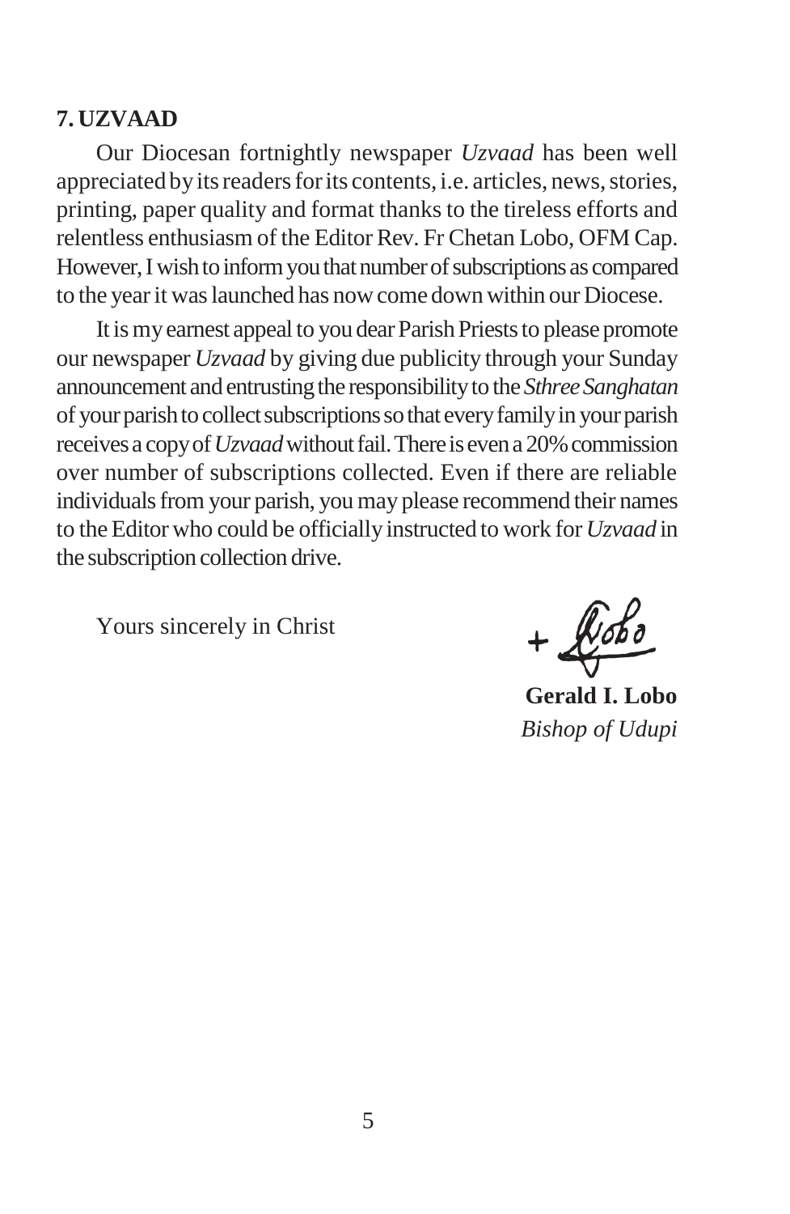### 7. UZVAAD

Our Diocesan fortnightly newspaper *Uzvaad* has been well appreciated by its readers for its contents, i.e. articles, news, stories, printing, paper quality and format thanks to the tireless efforts and relentless enthusiasm of the Editor Rev. Fr Chetan Lobo, OFM Cap. However, I wish to inform you that number of subscriptions as compared to the year it was launched has now come down within our Diocese.

It is my earnest appeal to you dear Parish Priests to please promote our newspaper *Uzvaad* by giving due publicity through your Sunday announcement and entrusting the responsibility to the *Sthree Sanghatan* of your parish to collect subscriptions so that every family in your parish receives a copy of *Uzvaad* without fail. There is even a 20% commission over number of subscriptions collected. Even if there are reliable individuals from your parish, you may please recommend their names to the Editor who could be officially instructed to work for *Uzvaad* in the subscription collection drive.

Yours sincerely in Christ

+ Lobo

**Gerald I. Lobo**
*Bishop of Udupi*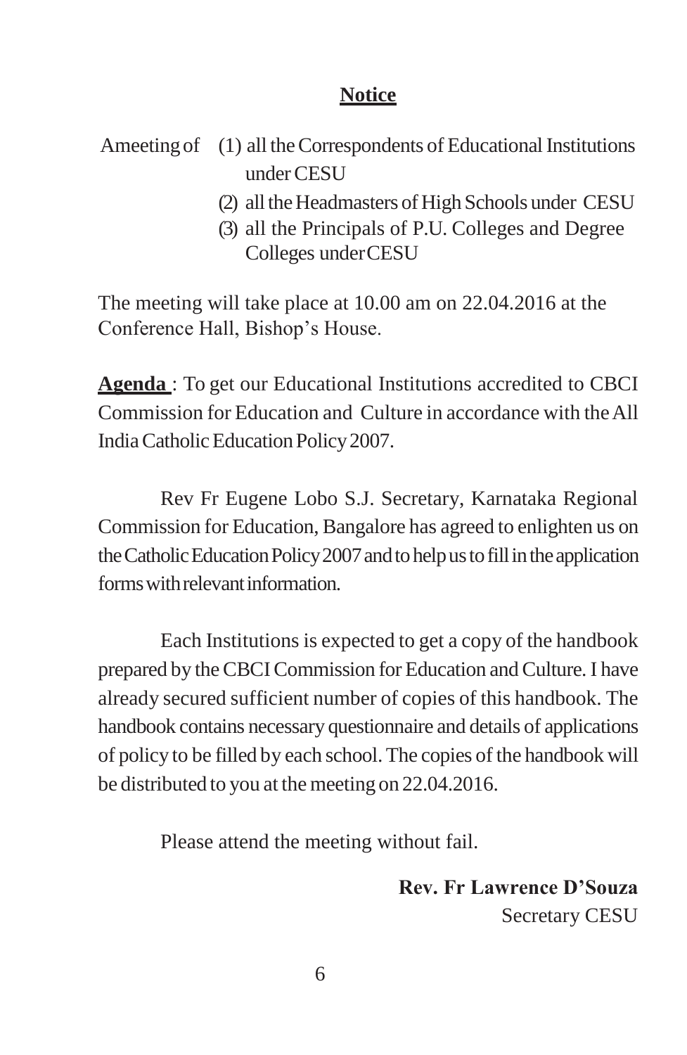**<u>Notice</u>**

A meeting of
(1) all the Correspondents of Educational Institutions under CESU
(2) all the Headmasters of High Schools under CESU
(3) all the Principals of P.U. Colleges and Degree Colleges under CESU

The meeting will take place at 10.00 am on 22.04.2016 at the Conference Hall, Bishop's House.

**<u>Agenda</u>** : To get our Educational Institutions accredited to CBCI Commission for Education and Culture in accordance with the All India Catholic Education Policy 2007.

Rev Fr Eugene Lobo S.J. Secretary, Karnataka Regional Commission for Education, Bangalore has agreed to enlighten us on the Catholic Education Policy 2007 and to help us to fill in the application forms with relevant information.

Each Institutions is expected to get a copy of the handbook prepared by the CBCI Commission for Education and Culture. I have already secured sufficient number of copies of this handbook. The handbook contains necessary questionnaire and details of applications of policy to be filled by each school. The copies of the handbook will be distributed to you at the meeting on 22.04.2016.

Please attend the meeting without fail.

**Rev. Fr Lawrence D'Souza**
Secretary CESU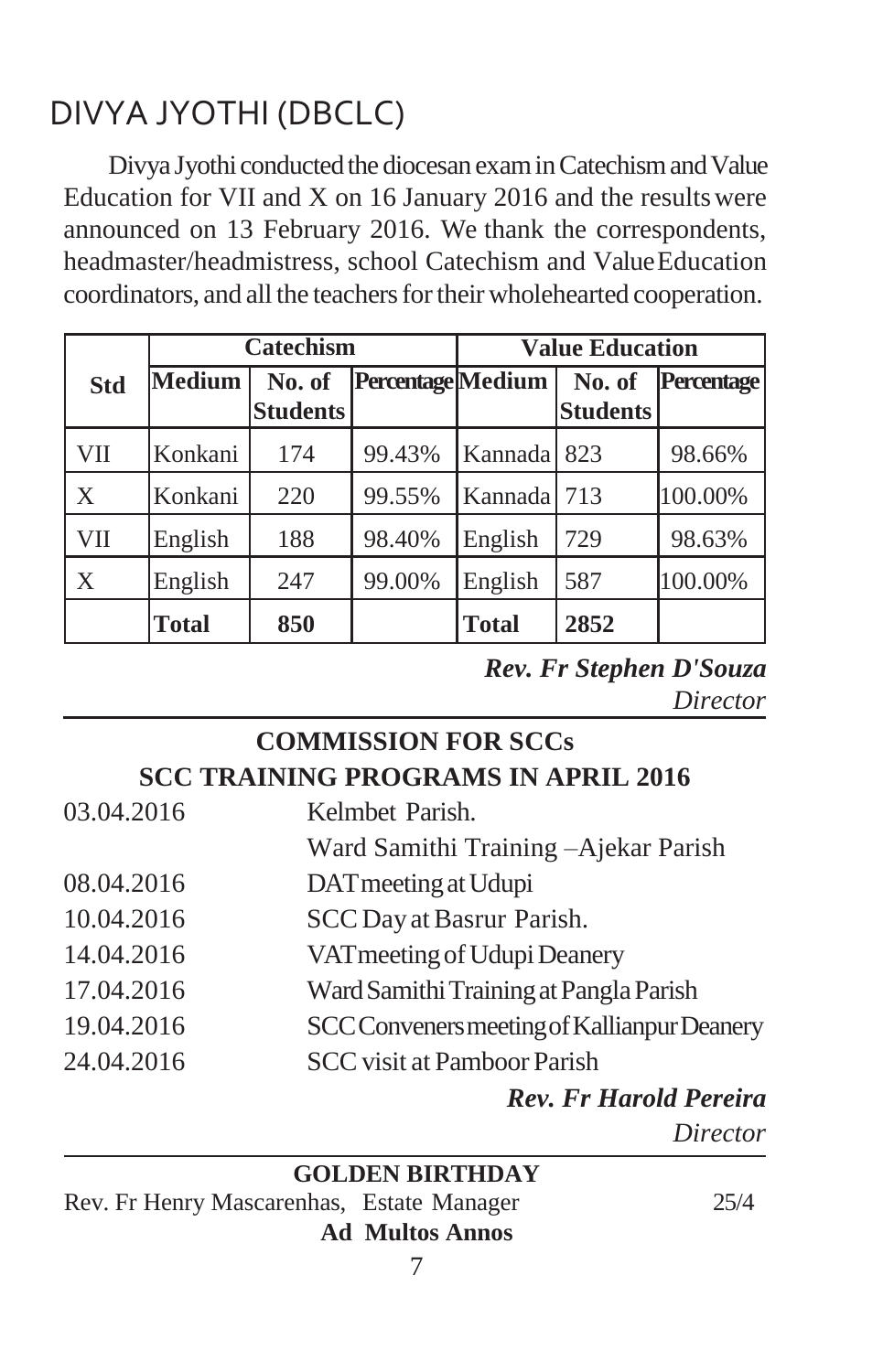# DIVYA JYOTHI (DBCLC)

Divya Jyothi conducted the diocesan exam in Catechism and Value Education for VII and X on 16 January 2016 and the results were announced on 13 February 2016. We thank the correspondents, headmaster/headmistress, school Catechism and Value Education coordinators, and all the teachers for their wholehearted cooperation.

| Std | Catechism | | | Value Education | | |
|---|---|---|---|---|---|---|
| | **Medium** | **No. of Students** | **Percentage** | **Medium** | **No. of Students** | **Percentage** |
| VII | Konkani | 174 | 99.43% | Kannada | 823 | 98.66% |
| X | Konkani | 220 | 99.55% | Kannada | 713 | 100.00% |
| VII | English | 188 | 98.40% | English | 729 | 98.63% |
| X | English | 247 | 99.00% | English | 587 | 100.00% |
| | **Total** | **850** | | **Total** | **2852** | |

***Rev. Fr Stephen D'Souza***
*Director*

---

## COMMISSION FOR SCCs
## SCC TRAINING PROGRAMS IN APRIL 2016

| | |
|---|---|
| 03.04.2016 | Kelmbet Parish. |
| | Ward Samithi Training –Ajekar Parish |
| 08.04.2016 | DAT meeting at Udupi |
| 10.04.2016 | SCC Day at Basrur Parish. |
| 14.04.2016 | VAT meeting of Udupi Deanery |
| 17.04.2016 | Ward Samithi Training at Pangla Parish |
| 19.04.2016 | SCC Conveners meeting of Kallianpur Deanery |
| 24.04.2016 | SCC visit at Pamboor Parish |

***Rev. Fr Harold Pereira***
*Director*

---

## GOLDEN BIRTHDAY

Rev. Fr Henry Mascarenhas, Estate Manager 25/4

**Ad Multos Annos**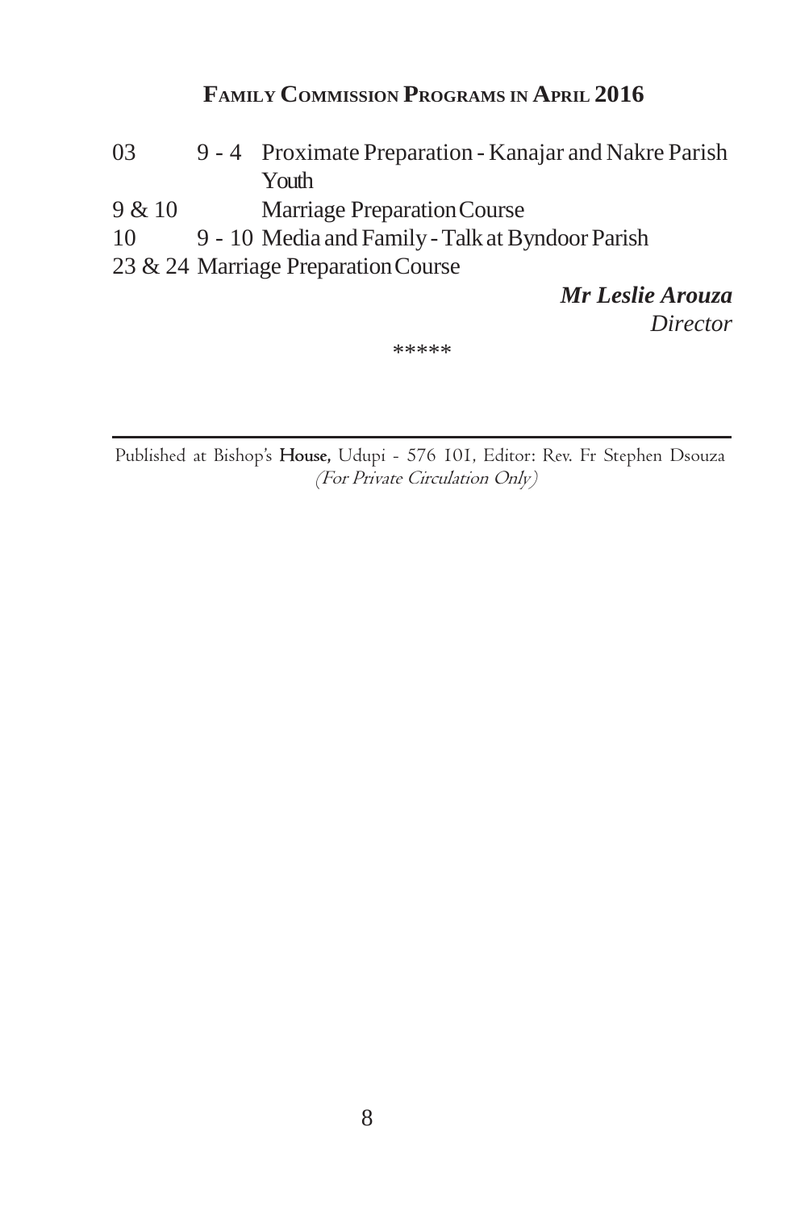## Family Commission Programs in April 2016

| | | |
|---|---|---|
| 03 | 9 - 4 | Proximate Preparation - Kanajar and Nakre Parish Youth |
| 9 & 10 | | Marriage Preparation Course |
| 10 | 9 - 10 | Media and Family - Talk at Byndoor Parish |
| 23 & 24 | | Marriage Preparation Course |

***Mr Leslie Arouza***
*Director*

*****

Published at Bishop's House, Udupi - 576 101, Editor: Rev. Fr Stephen Dsouza
*(For Private Circulation Only)*